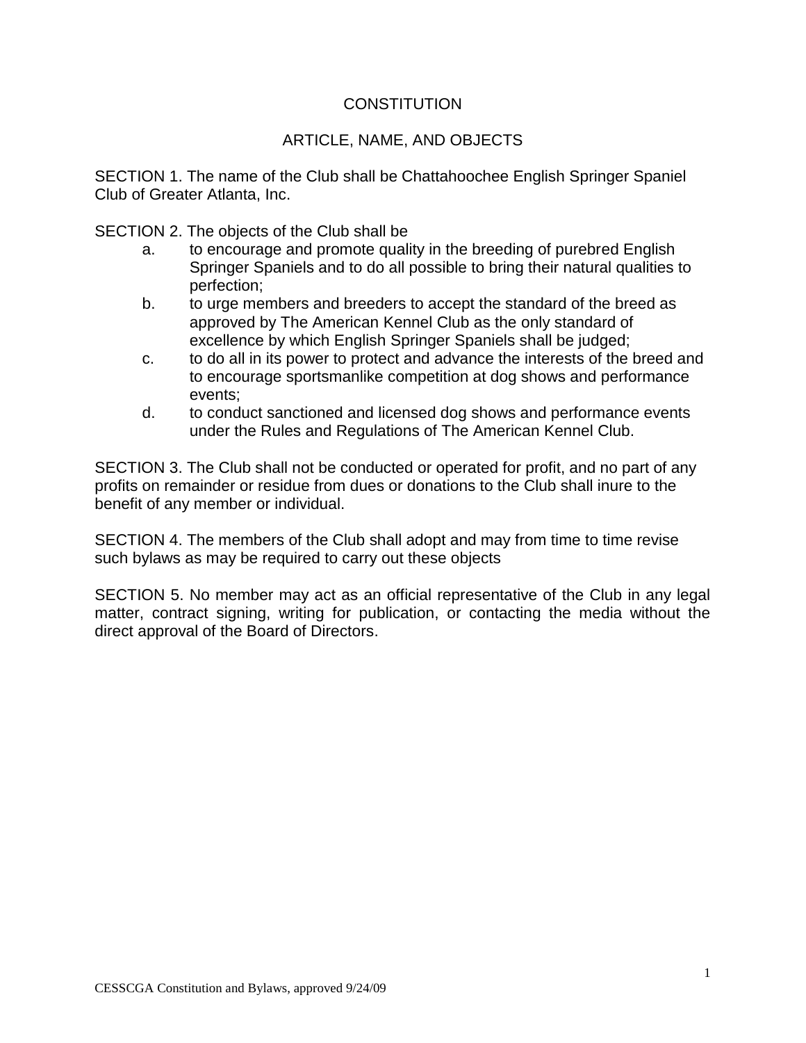# CONSTITUTION

## ARTICLE, NAME, AND OBJECTS

SECTION 1. The name of the Club shall be Chattahoochee English Springer Spaniel Club of Greater Atlanta, Inc.

SECTION 2. The objects of the Club shall be

a. to encourage and promote quality in the breeding of purebred English Springer Spaniels and to do all possible to bring their natural qualities to perfection;

b. to urge members and breeders to accept the standard of the breed as approved by The American Kennel Club as the only standard of excellence by which English Springer Spaniels shall be judged;

c. to do all in its power to protect and advance the interests of the breed and to encourage sportsmanlike competition at dog shows and performance events;

d. to conduct sanctioned and licensed dog shows and performance events under the Rules and Regulations of The American Kennel Club.

SECTION 3. The Club shall not be conducted or operated for profit, and no part of any profits on remainder or residue from dues or donations to the Club shall inure to the benefit of any member or individual.

SECTION 4. The members of the Club shall adopt and may from time to time revise such bylaws as may be required to carry out these objects

SECTION 5. No member may act as an official representative of the Club in any legal matter, contract signing, writing for publication, or contacting the media without the direct approval of the Board of Directors.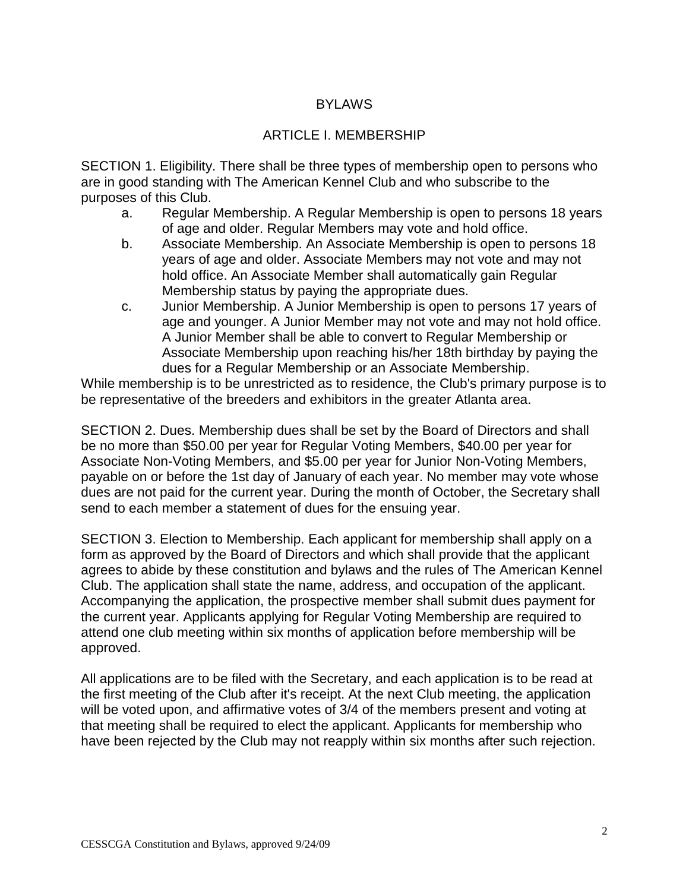# BYLAWS

## ARTICLE I. MEMBERSHIP

SECTION 1. Eligibility. There shall be three types of membership open to persons who are in good standing with The American Kennel Club and who subscribe to the purposes of this Club.

a. Regular Membership. A Regular Membership is open to persons 18 years of age and older. Regular Members may vote and hold office.

b. Associate Membership. An Associate Membership is open to persons 18 years of age and older. Associate Members may not vote and may not hold office. An Associate Member shall automatically gain Regular Membership status by paying the appropriate dues.

c. Junior Membership. A Junior Membership is open to persons 17 years of age and younger. A Junior Member may not vote and may not hold office. A Junior Member shall be able to convert to Regular Membership or Associate Membership upon reaching his/her 18th birthday by paying the dues for a Regular Membership or an Associate Membership.

While membership is to be unrestricted as to residence, the Club's primary purpose is to be representative of the breeders and exhibitors in the greater Atlanta area.

SECTION 2. Dues. Membership dues shall be set by the Board of Directors and shall be no more than $50.00 per year for Regular Voting Members, $40.00 per year for Associate Non-Voting Members, and $5.00 per year for Junior Non-Voting Members, payable on or before the 1st day of January of each year. No member may vote whose dues are not paid for the current year. During the month of October, the Secretary shall send to each member a statement of dues for the ensuing year.

SECTION 3. Election to Membership. Each applicant for membership shall apply on a form as approved by the Board of Directors and which shall provide that the applicant agrees to abide by these constitution and bylaws and the rules of The American Kennel Club. The application shall state the name, address, and occupation of the applicant. Accompanying the application, the prospective member shall submit dues payment for the current year. Applicants applying for Regular Voting Membership are required to attend one club meeting within six months of application before membership will be approved.

All applications are to be filed with the Secretary, and each application is to be read at the first meeting of the Club after it's receipt. At the next Club meeting, the application will be voted upon, and affirmative votes of 3/4 of the members present and voting at that meeting shall be required to elect the applicant. Applicants for membership who have been rejected by the Club may not reapply within six months after such rejection.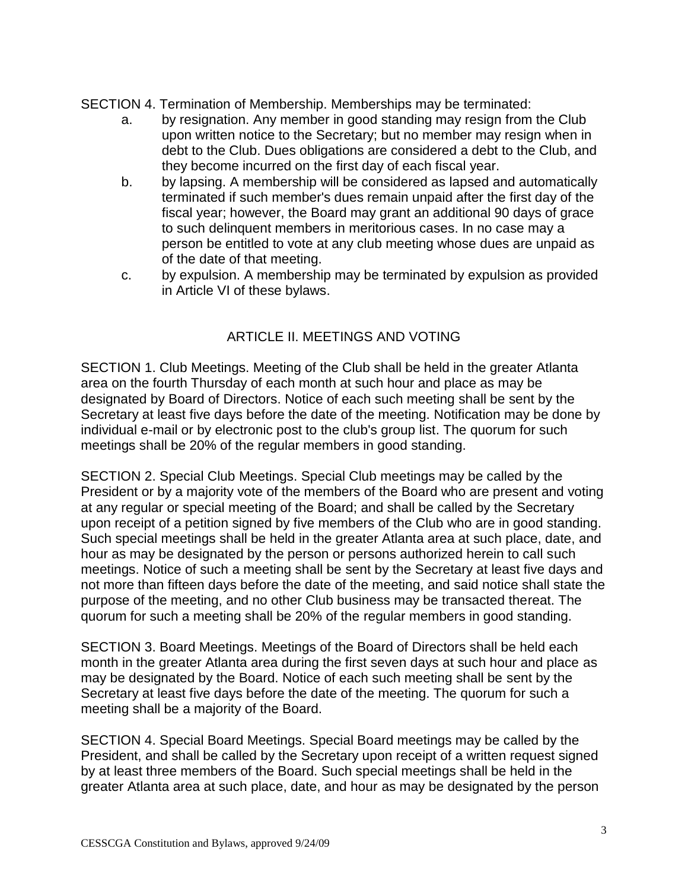SECTION 4. Termination of Membership. Memberships may be terminated:

a. by resignation. Any member in good standing may resign from the Club upon written notice to the Secretary; but no member may resign when in debt to the Club. Dues obligations are considered a debt to the Club, and they become incurred on the first day of each fiscal year.

b. by lapsing. A membership will be considered as lapsed and automatically terminated if such member's dues remain unpaid after the first day of the fiscal year; however, the Board may grant an additional 90 days of grace to such delinquent members in meritorious cases. In no case may a person be entitled to vote at any club meeting whose dues are unpaid as of the date of that meeting.

c. by expulsion. A membership may be terminated by expulsion as provided in Article VI of these bylaws.

## ARTICLE II. MEETINGS AND VOTING

SECTION 1. Club Meetings. Meeting of the Club shall be held in the greater Atlanta area on the fourth Thursday of each month at such hour and place as may be designated by Board of Directors. Notice of each such meeting shall be sent by the Secretary at least five days before the date of the meeting. Notification may be done by individual e-mail or by electronic post to the club's group list. The quorum for such meetings shall be 20% of the regular members in good standing.

SECTION 2. Special Club Meetings. Special Club meetings may be called by the President or by a majority vote of the members of the Board who are present and voting at any regular or special meeting of the Board; and shall be called by the Secretary upon receipt of a petition signed by five members of the Club who are in good standing. Such special meetings shall be held in the greater Atlanta area at such place, date, and hour as may be designated by the person or persons authorized herein to call such meetings. Notice of such a meeting shall be sent by the Secretary at least five days and not more than fifteen days before the date of the meeting, and said notice shall state the purpose of the meeting, and no other Club business may be transacted thereat. The quorum for such a meeting shall be 20% of the regular members in good standing.

SECTION 3. Board Meetings. Meetings of the Board of Directors shall be held each month in the greater Atlanta area during the first seven days at such hour and place as may be designated by the Board. Notice of each such meeting shall be sent by the Secretary at least five days before the date of the meeting. The quorum for such a meeting shall be a majority of the Board.

SECTION 4. Special Board Meetings. Special Board meetings may be called by the President, and shall be called by the Secretary upon receipt of a written request signed by at least three members of the Board. Such special meetings shall be held in the greater Atlanta area at such place, date, and hour as may be designated by the person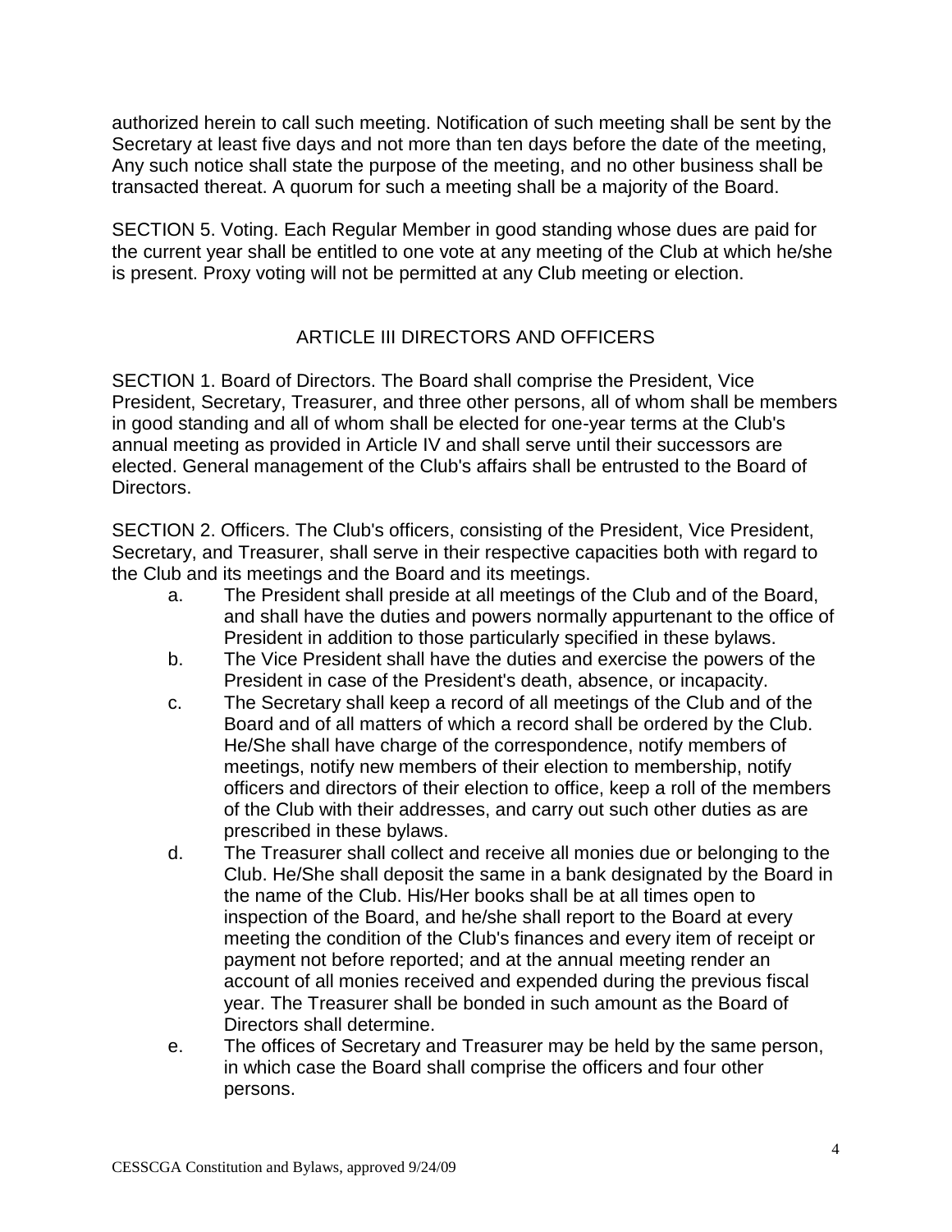authorized herein to call such meeting. Notification of such meeting shall be sent by the Secretary at least five days and not more than ten days before the date of the meeting, Any such notice shall state the purpose of the meeting, and no other business shall be transacted thereat. A quorum for such a meeting shall be a majority of the Board.

SECTION 5. Voting. Each Regular Member in good standing whose dues are paid for the current year shall be entitled to one vote at any meeting of the Club at which he/she is present. Proxy voting will not be permitted at any Club meeting or election.

## ARTICLE III DIRECTORS AND OFFICERS

SECTION 1. Board of Directors. The Board shall comprise the President, Vice President, Secretary, Treasurer, and three other persons, all of whom shall be members in good standing and all of whom shall be elected for one-year terms at the Club's annual meeting as provided in Article IV and shall serve until their successors are elected. General management of the Club's affairs shall be entrusted to the Board of Directors.

SECTION 2. Officers. The Club's officers, consisting of the President, Vice President, Secretary, and Treasurer, shall serve in their respective capacities both with regard to the Club and its meetings and the Board and its meetings.

a. The President shall preside at all meetings of the Club and of the Board, and shall have the duties and powers normally appurtenant to the office of President in addition to those particularly specified in these bylaws.

b. The Vice President shall have the duties and exercise the powers of the President in case of the President's death, absence, or incapacity.

c. The Secretary shall keep a record of all meetings of the Club and of the Board and of all matters of which a record shall be ordered by the Club. He/She shall have charge of the correspondence, notify members of meetings, notify new members of their election to membership, notify officers and directors of their election to office, keep a roll of the members of the Club with their addresses, and carry out such other duties as are prescribed in these bylaws.

d. The Treasurer shall collect and receive all monies due or belonging to the Club. He/She shall deposit the same in a bank designated by the Board in the name of the Club. His/Her books shall be at all times open to inspection of the Board, and he/she shall report to the Board at every meeting the condition of the Club's finances and every item of receipt or payment not before reported; and at the annual meeting render an account of all monies received and expended during the previous fiscal year. The Treasurer shall be bonded in such amount as the Board of Directors shall determine.

e. The offices of Secretary and Treasurer may be held by the same person, in which case the Board shall comprise the officers and four other persons.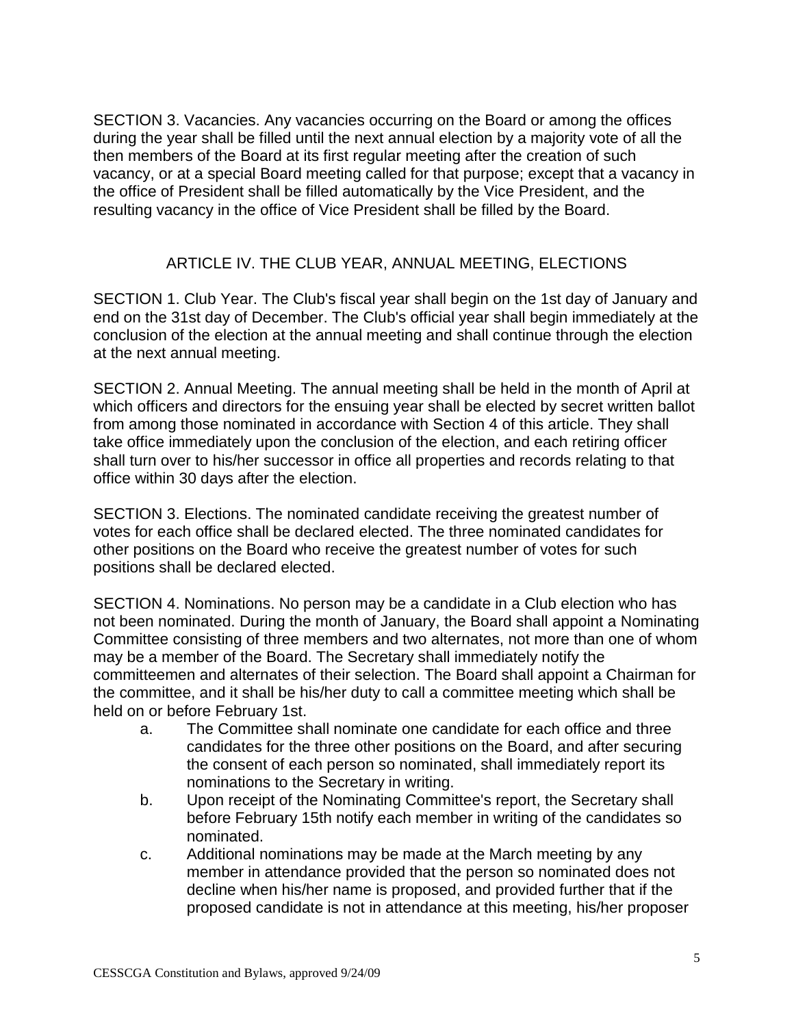SECTION 3. Vacancies. Any vacancies occurring on the Board or among the offices during the year shall be filled until the next annual election by a majority vote of all the then members of the Board at its first regular meeting after the creation of such vacancy, or at a special Board meeting called for that purpose; except that a vacancy in the office of President shall be filled automatically by the Vice President, and the resulting vacancy in the office of Vice President shall be filled by the Board.

## ARTICLE IV. THE CLUB YEAR, ANNUAL MEETING, ELECTIONS

SECTION 1. Club Year. The Club's fiscal year shall begin on the 1st day of January and end on the 31st day of December. The Club's official year shall begin immediately at the conclusion of the election at the annual meeting and shall continue through the election at the next annual meeting.

SECTION 2. Annual Meeting. The annual meeting shall be held in the month of April at which officers and directors for the ensuing year shall be elected by secret written ballot from among those nominated in accordance with Section 4 of this article. They shall take office immediately upon the conclusion of the election, and each retiring officer shall turn over to his/her successor in office all properties and records relating to that office within 30 days after the election.

SECTION 3. Elections. The nominated candidate receiving the greatest number of votes for each office shall be declared elected. The three nominated candidates for other positions on the Board who receive the greatest number of votes for such positions shall be declared elected.

SECTION 4. Nominations. No person may be a candidate in a Club election who has not been nominated. During the month of January, the Board shall appoint a Nominating Committee consisting of three members and two alternates, not more than one of whom may be a member of the Board. The Secretary shall immediately notify the committeemen and alternates of their selection. The Board shall appoint a Chairman for the committee, and it shall be his/her duty to call a committee meeting which shall be held on or before February 1st.

a. The Committee shall nominate one candidate for each office and three candidates for the three other positions on the Board, and after securing the consent of each person so nominated, shall immediately report its nominations to the Secretary in writing.

b. Upon receipt of the Nominating Committee's report, the Secretary shall before February 15th notify each member in writing of the candidates so nominated.

c. Additional nominations may be made at the March meeting by any member in attendance provided that the person so nominated does not decline when his/her name is proposed, and provided further that if the proposed candidate is not in attendance at this meeting, his/her proposer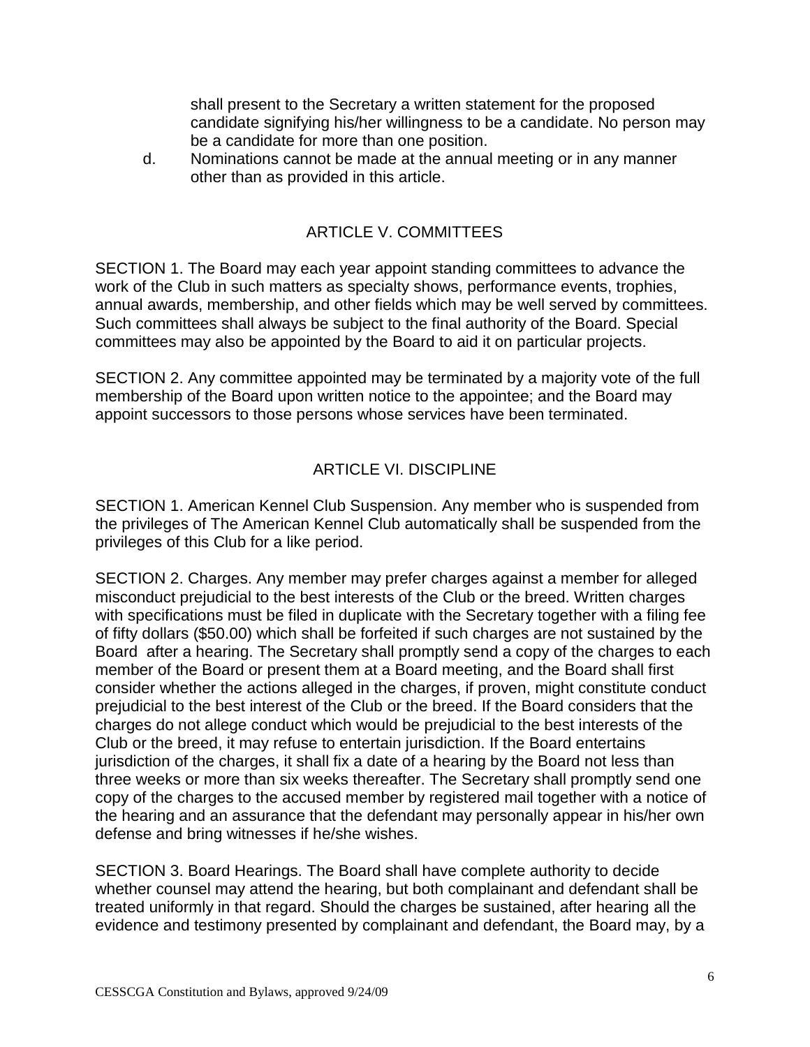shall present to the Secretary a written statement for the proposed candidate signifying his/her willingness to be a candidate. No person may be a candidate for more than one position.

d. Nominations cannot be made at the annual meeting or in any manner other than as provided in this article.

## ARTICLE V. COMMITTEES

SECTION 1. The Board may each year appoint standing committees to advance the work of the Club in such matters as specialty shows, performance events, trophies, annual awards, membership, and other fields which may be well served by committees. Such committees shall always be subject to the final authority of the Board. Special committees may also be appointed by the Board to aid it on particular projects.

SECTION 2. Any committee appointed may be terminated by a majority vote of the full membership of the Board upon written notice to the appointee; and the Board may appoint successors to those persons whose services have been terminated.

## ARTICLE VI. DISCIPLINE

SECTION 1. American Kennel Club Suspension. Any member who is suspended from the privileges of The American Kennel Club automatically shall be suspended from the privileges of this Club for a like period.

SECTION 2. Charges. Any member may prefer charges against a member for alleged misconduct prejudicial to the best interests of the Club or the breed. Written charges with specifications must be filed in duplicate with the Secretary together with a filing fee of fifty dollars ($50.00) which shall be forfeited if such charges are not sustained by the Board after a hearing. The Secretary shall promptly send a copy of the charges to each member of the Board or present them at a Board meeting, and the Board shall first consider whether the actions alleged in the charges, if proven, might constitute conduct prejudicial to the best interest of the Club or the breed. If the Board considers that the charges do not allege conduct which would be prejudicial to the best interests of the Club or the breed, it may refuse to entertain jurisdiction. If the Board entertains jurisdiction of the charges, it shall fix a date of a hearing by the Board not less than three weeks or more than six weeks thereafter. The Secretary shall promptly send one copy of the charges to the accused member by registered mail together with a notice of the hearing and an assurance that the defendant may personally appear in his/her own defense and bring witnesses if he/she wishes.

SECTION 3. Board Hearings. The Board shall have complete authority to decide whether counsel may attend the hearing, but both complainant and defendant shall be treated uniformly in that regard. Should the charges be sustained, after hearing all the evidence and testimony presented by complainant and defendant, the Board may, by a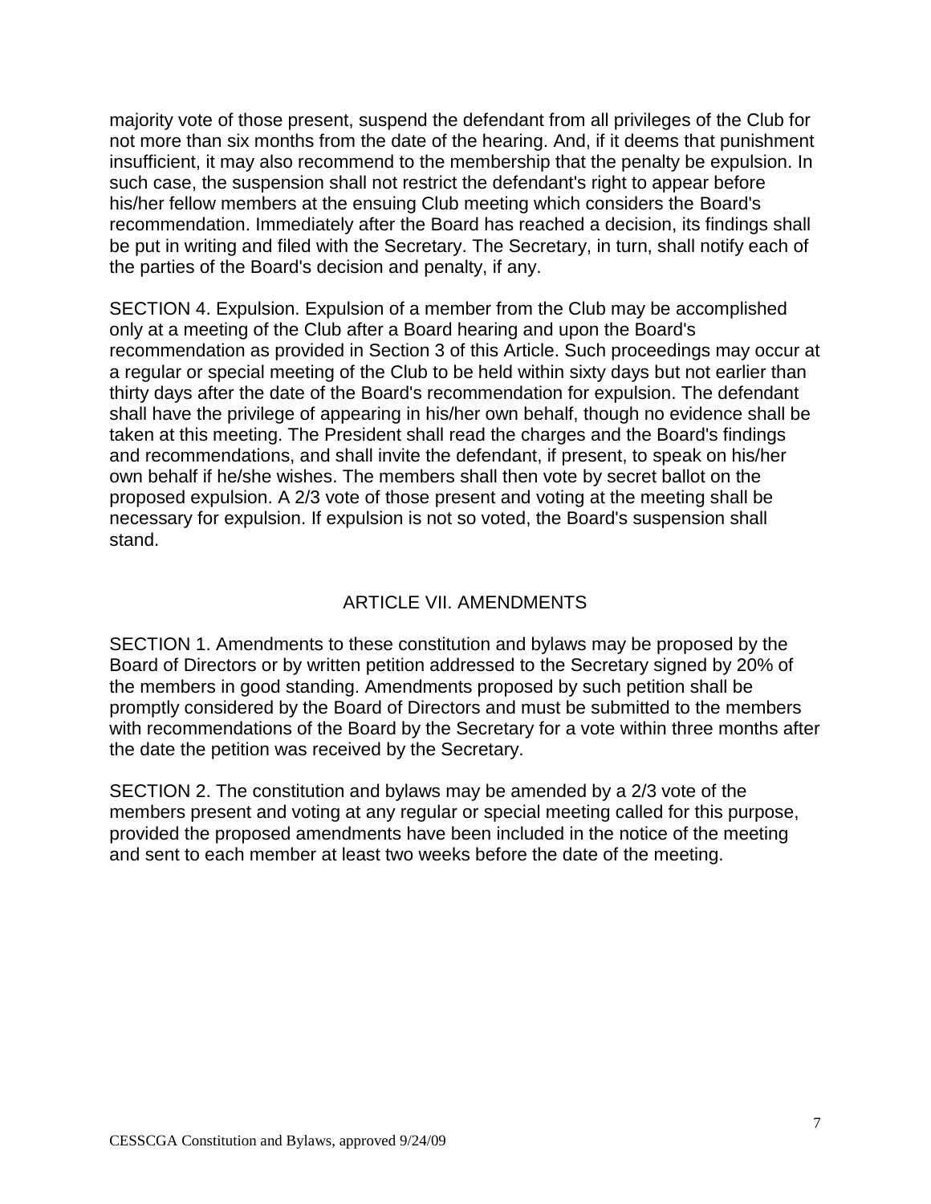majority vote of those present, suspend the defendant from all privileges of the Club for not more than six months from the date of the hearing. And, if it deems that punishment insufficient, it may also recommend to the membership that the penalty be expulsion. In such case, the suspension shall not restrict the defendant's right to appear before his/her fellow members at the ensuing Club meeting which considers the Board's recommendation. Immediately after the Board has reached a decision, its findings shall be put in writing and filed with the Secretary. The Secretary, in turn, shall notify each of the parties of the Board's decision and penalty, if any.

SECTION 4. Expulsion. Expulsion of a member from the Club may be accomplished only at a meeting of the Club after a Board hearing and upon the Board's recommendation as provided in Section 3 of this Article. Such proceedings may occur at a regular or special meeting of the Club to be held within sixty days but not earlier than thirty days after the date of the Board's recommendation for expulsion. The defendant shall have the privilege of appearing in his/her own behalf, though no evidence shall be taken at this meeting. The President shall read the charges and the Board's findings and recommendations, and shall invite the defendant, if present, to speak on his/her own behalf if he/she wishes. The members shall then vote by secret ballot on the proposed expulsion. A 2/3 vote of those present and voting at the meeting shall be necessary for expulsion. If expulsion is not so voted, the Board's suspension shall stand.

## ARTICLE VII. AMENDMENTS

SECTION 1. Amendments to these constitution and bylaws may be proposed by the Board of Directors or by written petition addressed to the Secretary signed by 20% of the members in good standing. Amendments proposed by such petition shall be promptly considered by the Board of Directors and must be submitted to the members with recommendations of the Board by the Secretary for a vote within three months after the date the petition was received by the Secretary.

SECTION 2. The constitution and bylaws may be amended by a 2/3 vote of the members present and voting at any regular or special meeting called for this purpose, provided the proposed amendments have been included in the notice of the meeting and sent to each member at least two weeks before the date of the meeting.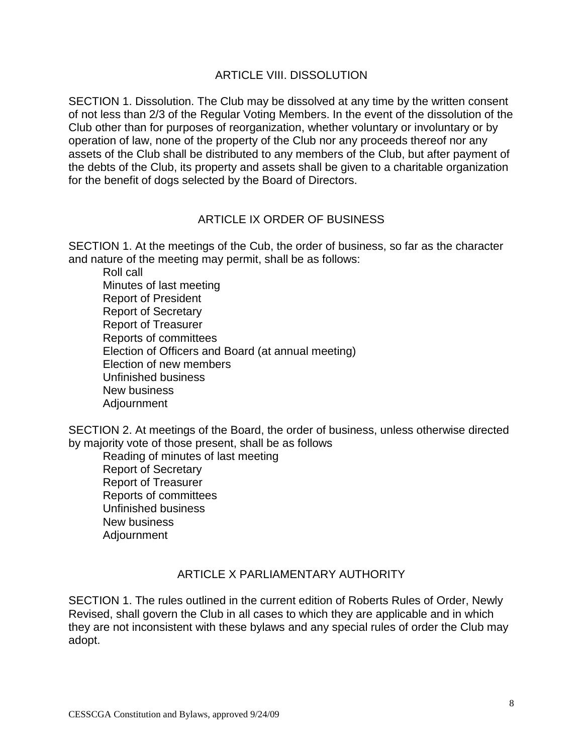## ARTICLE VIII. DISSOLUTION

SECTION 1. Dissolution. The Club may be dissolved at any time by the written consent of not less than 2/3 of the Regular Voting Members. In the event of the dissolution of the Club other than for purposes of reorganization, whether voluntary or involuntary or by operation of law, none of the property of the Club nor any proceeds thereof nor any assets of the Club shall be distributed to any members of the Club, but after payment of the debts of the Club, its property and assets shall be given to a charitable organization for the benefit of dogs selected by the Board of Directors.

## ARTICLE IX ORDER OF BUSINESS

SECTION 1. At the meetings of the Cub, the order of business, so far as the character and nature of the meeting may permit, shall be as follows:

Roll call
Minutes of last meeting
Report of President
Report of Secretary
Report of Treasurer
Reports of committees
Election of Officers and Board (at annual meeting)
Election of new members
Unfinished business
New business
Adjournment

SECTION 2. At meetings of the Board, the order of business, unless otherwise directed by majority vote of those present, shall be as follows

Reading of minutes of last meeting
Report of Secretary
Report of Treasurer
Reports of committees
Unfinished business
New business
Adjournment

## ARTICLE X PARLIAMENTARY AUTHORITY

SECTION 1. The rules outlined in the current edition of Roberts Rules of Order, Newly Revised, shall govern the Club in all cases to which they are applicable and in which they are not inconsistent with these bylaws and any special rules of order the Club may adopt.